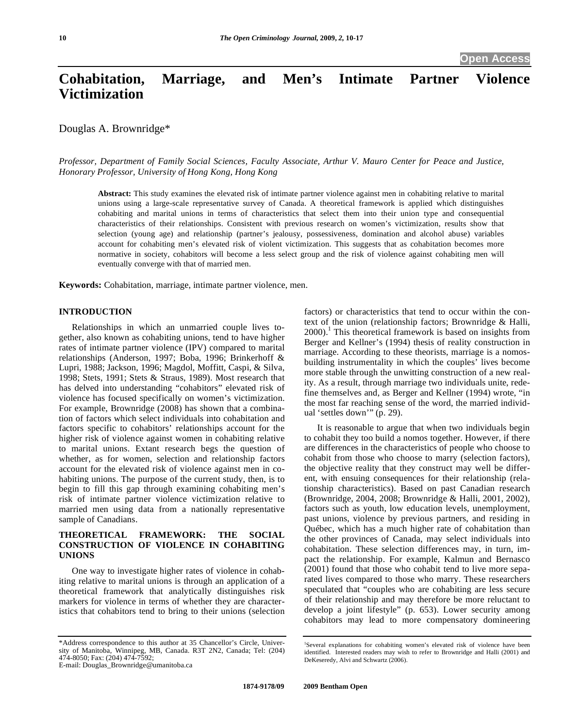# Cohabitation, Marriage, and Men's Intimate Partner Violence Victimization

Douglas A. Brownridge*

*Professor, Department of Family Social Sciences, Faculty Associate, Arthur V. Mauro Center for Peace and Justice, Honorary Professor, University of Hong Kong, Hong Kong*

**Abstract:** This study examines the elevated risk of intimate partner violence against men in cohabiting relative to marital unions using a large-scale representative survey of Canada. A theoretical framework is applied which distinguishes cohabiting and marital unions in terms of characteristics that select them into their union type and consequential characteristics of their relationships. Consistent with previous research on women's victimization, results show that selection (young age) and relationship (partner's jealousy, possessiveness, domination and alcohol abuse) variables account for cohabiting men's elevated risk of violent victimization. This suggests that as cohabitation becomes more normative in society, cohabitors will become a less select group and the risk of violence against cohabiting men will eventually converge with that of married men.

**Keywords:** Cohabitation, marriage, intimate partner violence, men.

## INTRODUCTION

Relationships in which an unmarried couple lives together, also known as cohabiting unions, tend to have higher rates of intimate partner violence (IPV) compared to marital relationships (Anderson, 1997; Boba, 1996; Brinkerhoff & Lupri, 1988; Jackson, 1996; Magdol, Moffitt, Caspi, & Silva, 1998; Stets, 1991; Stets & Straus, 1989). Most research that has delved into understanding "cohabitors" elevated risk of violence has focused specifically on women's victimization. For example, Brownridge (2008) has shown that a combination of factors which select individuals into cohabitation and factors specific to cohabitors' relationships account for the higher risk of violence against women in cohabiting relative to marital unions. Extant research begs the question of whether, as for women, selection and relationship factors account for the elevated risk of violence against men in cohabiting unions. The purpose of the current study, then, is to begin to fill this gap through examining cohabiting men's risk of intimate partner violence victimization relative to married men using data from a nationally representative sample of Canadians.

## THEORETICAL FRAMEWORK: THE SOCIAL CONSTRUCTION OF VIOLENCE IN COHABITING UNIONS

One way to investigate higher rates of violence in cohabiting relative to marital unions is through an application of a theoretical framework that analytically distinguishes risk markers for violence in terms of whether they are characteristics that cohabitors tend to bring to their unions (selection factors) or characteristics that tend to occur within the context of the union (relationship factors; Brownridge & Halli, 2000).[1] This theoretical framework is based on insights from Berger and Kellner's (1994) thesis of reality construction in marriage. According to these theorists, marriage is a nomos-building instrumentality in which the couples' lives become more stable through the unwitting construction of a new reality. As a result, through marriage two individuals unite, redefine themselves and, as Berger and Kellner (1994) wrote, "in the most far reaching sense of the word, the married individual 'settles down'" (p. 29).

It is reasonable to argue that when two individuals begin to cohabit they too build a nomos together. However, if there are differences in the characteristics of people who choose to cohabit from those who choose to marry (selection factors), the objective reality that they construct may well be different, with ensuing consequences for their relationship (relationship characteristics). Based on past Canadian research (Brownridge, 2004, 2008; Brownridge & Halli, 2001, 2002), factors such as youth, low education levels, unemployment, past unions, violence by previous partners, and residing in Québec, which has a much higher rate of cohabitation than the other provinces of Canada, may select individuals into cohabitation. These selection differences may, in turn, impact the relationship. For example, Kalmun and Bernasco (2001) found that those who cohabit tend to live more separated lives compared to those who marry. These researchers speculated that "couples who are cohabiting are less secure of their relationship and may therefore be more reluctant to develop a joint lifestyle" (p. 653). Lower security among cohabitors may lead to more compensatory domineering

*Address correspondence to this author at 35 Chancellor's Circle, University of Manitoba, Winnipeg, MB, Canada. R3T 2N2, Canada; Tel: (204) 474-8050; Fax: (204) 474-7592;
E-mail: Douglas_Brownridge@umanitoba.ca

[1] Several explanations for cohabiting women's elevated risk of violence have been identified. Interested readers may wish to refer to Brownridge and Halli (2001) and DeKeseredy, Alvi and Schwartz (2006).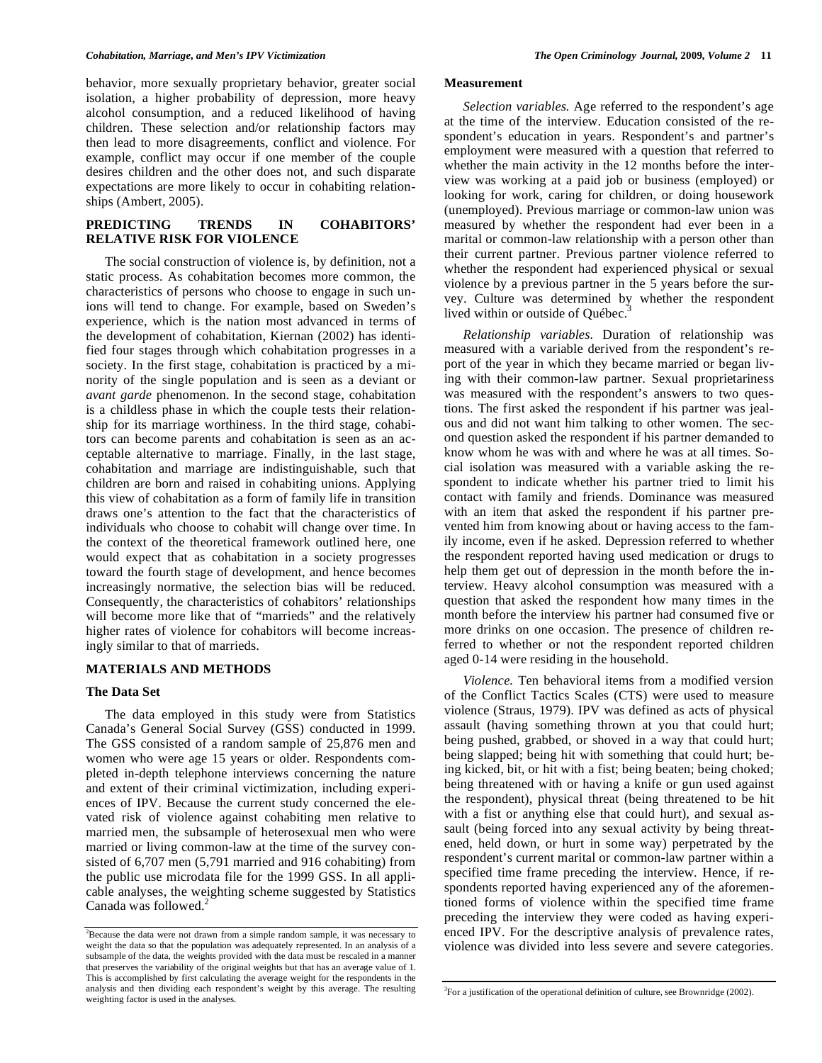behavior, more sexually proprietary behavior, greater social isolation, a higher probability of depression, more heavy alcohol consumption, and a reduced likelihood of having children. These selection and/or relationship factors may then lead to more disagreements, conflict and violence. For example, conflict may occur if one member of the couple desires children and the other does not, and such disparate expectations are more likely to occur in cohabiting relationships (Ambert, 2005).

## PREDICTING TRENDS IN COHABITORS' RELATIVE RISK FOR VIOLENCE

The social construction of violence is, by definition, not a static process. As cohabitation becomes more common, the characteristics of persons who choose to engage in such unions will tend to change. For example, based on Sweden's experience, which is the nation most advanced in terms of the development of cohabitation, Kiernan (2002) has identified four stages through which cohabitation progresses in a society. In the first stage, cohabitation is practiced by a minority of the single population and is seen as a deviant or *avant garde* phenomenon. In the second stage, cohabitation is a childless phase in which the couple tests their relationship for its marriage worthiness. In the third stage, cohabitors can become parents and cohabitation is seen as an acceptable alternative to marriage. Finally, in the last stage, cohabitation and marriage are indistinguishable, such that children are born and raised in cohabiting unions. Applying this view of cohabitation as a form of family life in transition draws one's attention to the fact that the characteristics of individuals who choose to cohabit will change over time. In the context of the theoretical framework outlined here, one would expect that as cohabitation in a society progresses toward the fourth stage of development, and hence becomes increasingly normative, the selection bias will be reduced. Consequently, the characteristics of cohabitors' relationships will become more like that of "marrieds" and the relatively higher rates of violence for cohabitors will become increasingly similar to that of marrieds.

## MATERIALS AND METHODS

### The Data Set

The data employed in this study were from Statistics Canada's General Social Survey (GSS) conducted in 1999. The GSS consisted of a random sample of 25,876 men and women who were age 15 years or older. Respondents completed in-depth telephone interviews concerning the nature and extent of their criminal victimization, including experiences of IPV. Because the current study concerned the elevated risk of violence against cohabiting men relative to married men, the subsample of heterosexual men who were married or living common-law at the time of the survey consisted of 6,707 men (5,791 married and 916 cohabiting) from the public use microdata file for the 1999 GSS. In all applicable analyses, the weighting scheme suggested by Statistics Canada was followed.[2]

### Measurement

*Selection variables.* Age referred to the respondent's age at the time of the interview. Education consisted of the respondent's education in years. Respondent's and partner's employment were measured with a question that referred to whether the main activity in the 12 months before the interview was working at a paid job or business (employed) or looking for work, caring for children, or doing housework (unemployed). Previous marriage or common-law union was measured by whether the respondent had ever been in a marital or common-law relationship with a person other than their current partner. Previous partner violence referred to whether the respondent had experienced physical or sexual violence by a previous partner in the 5 years before the survey. Culture was determined by whether the respondent lived within or outside of Québec.[3]

*Relationship variables.* Duration of relationship was measured with a variable derived from the respondent's report of the year in which they became married or began living with their common-law partner. Sexual proprietariness was measured with the respondent's answers to two questions. The first asked the respondent if his partner was jealous and did not want him talking to other women. The second question asked the respondent if his partner demanded to know whom he was with and where he was at all times. Social isolation was measured with a variable asking the respondent to indicate whether his partner tried to limit his contact with family and friends. Dominance was measured with an item that asked the respondent if his partner prevented him from knowing about or having access to the family income, even if he asked. Depression referred to whether the respondent reported having used medication or drugs to help them get out of depression in the month before the interview. Heavy alcohol consumption was measured with a question that asked the respondent how many times in the month before the interview his partner had consumed five or more drinks on one occasion. The presence of children referred to whether or not the respondent reported children aged 0-14 were residing in the household.

*Violence.* Ten behavioral items from a modified version of the Conflict Tactics Scales (CTS) were used to measure violence (Straus, 1979). IPV was defined as acts of physical assault (having something thrown at you that could hurt; being pushed, grabbed, or shoved in a way that could hurt; being slapped; being hit with something that could hurt; being kicked, bit, or hit with a fist; being beaten; being choked; being threatened with or having a knife or gun used against the respondent), physical threat (being threatened to be hit with a fist or anything else that could hurt), and sexual assault (being forced into any sexual activity by being threatened, held down, or hurt in some way) perpetrated by the respondent's current marital or common-law partner within a specified time frame preceding the interview. Hence, if respondents reported having experienced any of the aforementioned forms of violence within the specified time frame preceding the interview they were coded as having experienced IPV. For the descriptive analysis of prevalence rates, violence was divided into less severe and severe categories.

---

[2]Because the data were not drawn from a simple random sample, it was necessary to weight the data so that the population was adequately represented. In an analysis of a subsample of the data, the weights provided with the data must be rescaled in a manner that preserves the variability of the original weights but that has an average value of 1. This is accomplished by first calculating the average weight for the respondents in the analysis and then dividing each respondent's weight by this average. The resulting weighting factor is used in the analyses.

[3]For a justification of the operational definition of culture, see Brownridge (2002).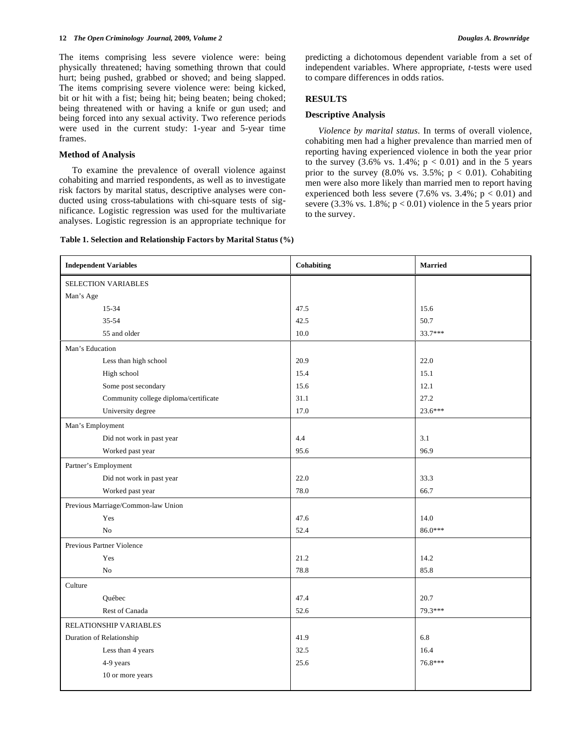The items comprising less severe violence were: being physically threatened; having something thrown that could hurt; being pushed, grabbed or shoved; and being slapped. The items comprising severe violence were: being kicked, bit or hit with a fist; being hit; being beaten; being choked; being threatened with or having a knife or gun used; and being forced into any sexual activity. Two reference periods were used in the current study: 1-year and 5-year time frames.

### Method of Analysis

To examine the prevalence of overall violence against cohabiting and married respondents, as well as to investigate risk factors by marital status, descriptive analyses were conducted using cross-tabulations with chi-square tests of significance. Logistic regression was used for the multivariate analyses. Logistic regression is an appropriate technique for predicting a dichotomous dependent variable from a set of independent variables. Where appropriate, *t*-tests were used to compare differences in odds ratios.

## RESULTS

### Descriptive Analysis

*Violence by marital status.* In terms of overall violence, cohabiting men had a higher prevalence than married men of reporting having experienced violence in both the year prior to the survey (3.6% vs. 1.4%; $p < 0.01$) and in the 5 years prior to the survey (8.0% vs. 3.5%; $p < 0.01$). Cohabiting men were also more likely than married men to report having experienced both less severe (7.6% vs. 3.4%; $p < 0.01$) and severe (3.3% vs. 1.8%; $p < 0.01$) violence in the 5 years prior to the survey.

**Table 1. Selection and Relationship Factors by Marital Status (%)**

| Independent Variables | Cohabiting | Married |
|---|---|---|
| SELECTION VARIABLES | | |
| Man's Age | | |
| 15-34 | 47.5 | 15.6 |
| 35-54 | 42.5 | 50.7 |
| 55 and older | 10.0 | 33.7*** |
| Man's Education | | |
| Less than high school | 20.9 | 22.0 |
| High school | 15.4 | 15.1 |
| Some post secondary | 15.6 | 12.1 |
| Community college diploma/certificate | 31.1 | 27.2 |
| University degree | 17.0 | 23.6*** |
| Man's Employment | | |
| Did not work in past year | 4.4 | 3.1 |
| Worked past year | 95.6 | 96.9 |
| Partner's Employment | | |
| Did not work in past year | 22.0 | 33.3 |
| Worked past year | 78.0 | 66.7 |
| Previous Marriage/Common-law Union | | |
| Yes | 47.6 | 14.0 |
| No | 52.4 | 86.0*** |
| Previous Partner Violence | | |
| Yes | 21.2 | 14.2 |
| No | 78.8 | 85.8 |
| Culture | | |
| Québec | 47.4 | 20.7 |
| Rest of Canada | 52.6 | 79.3*** |
| RELATIONSHIP VARIABLES | | |
| Duration of Relationship | 41.9 | 6.8 |
| Less than 4 years | 32.5 | 16.4 |
| 4-9 years | 25.6 | 76.8*** |
| 10 or more years | | |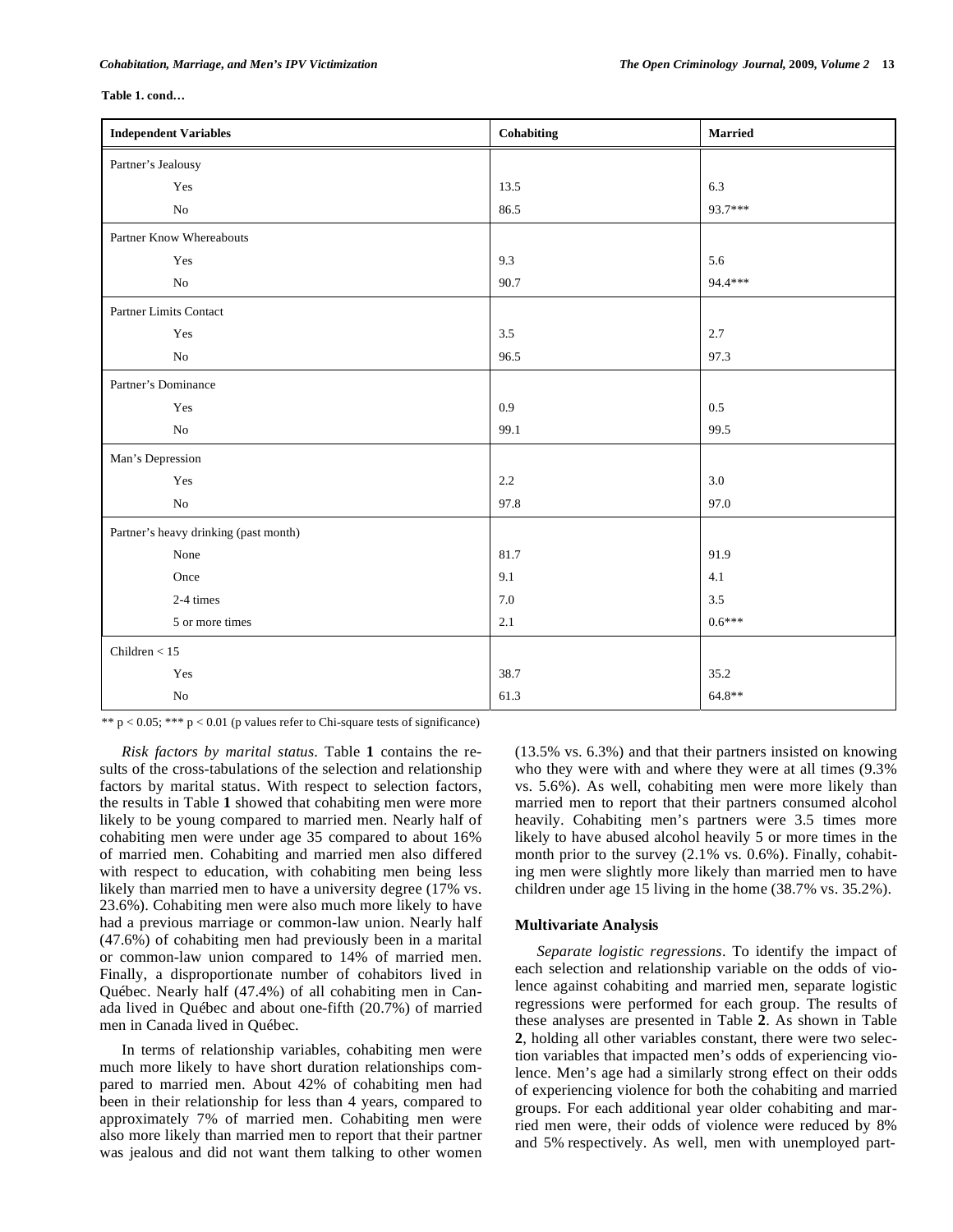**Table 1. cond…**

| Independent Variables | Cohabiting | Married |
|---|---|---|
| Partner's Jealousy | | |
| Yes | 13.5 | 6.3 |
| No | 86.5 | 93.7*** |
| Partner Know Whereabouts | | |
| Yes | 9.3 | 5.6 |
| No | 90.7 | 94.4*** |
| Partner Limits Contact | | |
| Yes | 3.5 | 2.7 |
| No | 96.5 | 97.3 |
| Partner's Dominance | | |
| Yes | 0.9 | 0.5 |
| No | 99.1 | 99.5 |
| Man's Depression | | |
| Yes | 2.2 | 3.0 |
| No | 97.8 | 97.0 |
| Partner's heavy drinking (past month) | | |
| None | 81.7 | 91.9 |
| Once | 9.1 | 4.1 |
| 2-4 times | 7.0 | 3.5 |
| 5 or more times | 2.1 | 0.6*** |
| Children < 15 | | |
| Yes | 38.7 | 35.2 |
| No | 61.3 | 64.8** |

** $p < 0.05$; *** $p < 0.01$ (p values refer to Chi-square tests of significance)

*Risk factors by marital status*. Table **1** contains the results of the cross-tabulations of the selection and relationship factors by marital status. With respect to selection factors, the results in Table **1** showed that cohabiting men were more likely to be young compared to married men. Nearly half of cohabiting men were under age 35 compared to about 16% of married men. Cohabiting and married men also differed with respect to education, with cohabiting men being less likely than married men to have a university degree (17% vs. 23.6%). Cohabiting men were also much more likely to have had a previous marriage or common-law union. Nearly half (47.6%) of cohabiting men had previously been in a marital or common-law union compared to 14% of married men. Finally, a disproportionate number of cohabitors lived in Québec. Nearly half (47.4%) of all cohabiting men in Canada lived in Québec and about one-fifth (20.7%) of married men in Canada lived in Québec.

In terms of relationship variables, cohabiting men were much more likely to have short duration relationships compared to married men. About 42% of cohabiting men had been in their relationship for less than 4 years, compared to approximately 7% of married men. Cohabiting men were also more likely than married men to report that their partner was jealous and did not want them talking to other women (13.5% vs. 6.3%) and that their partners insisted on knowing who they were with and where they were at all times (9.3% vs. 5.6%). As well, cohabiting men were more likely than married men to report that their partners consumed alcohol heavily. Cohabiting men's partners were 3.5 times more likely to have abused alcohol heavily 5 or more times in the month prior to the survey (2.1% vs. 0.6%). Finally, cohabiting men were slightly more likely than married men to have children under age 15 living in the home (38.7% vs. 35.2%).

### Multivariate Analysis

*Separate logistic regressions*. To identify the impact of each selection and relationship variable on the odds of violence against cohabiting and married men, separate logistic regressions were performed for each group. The results of these analyses are presented in Table **2**. As shown in Table **2**, holding all other variables constant, there were two selection variables that impacted men's odds of experiencing violence. Men's age had a similarly strong effect on their odds of experiencing violence for both the cohabiting and married groups. For each additional year older cohabiting and married men were, their odds of violence were reduced by 8% and 5% respectively. As well, men with unemployed part-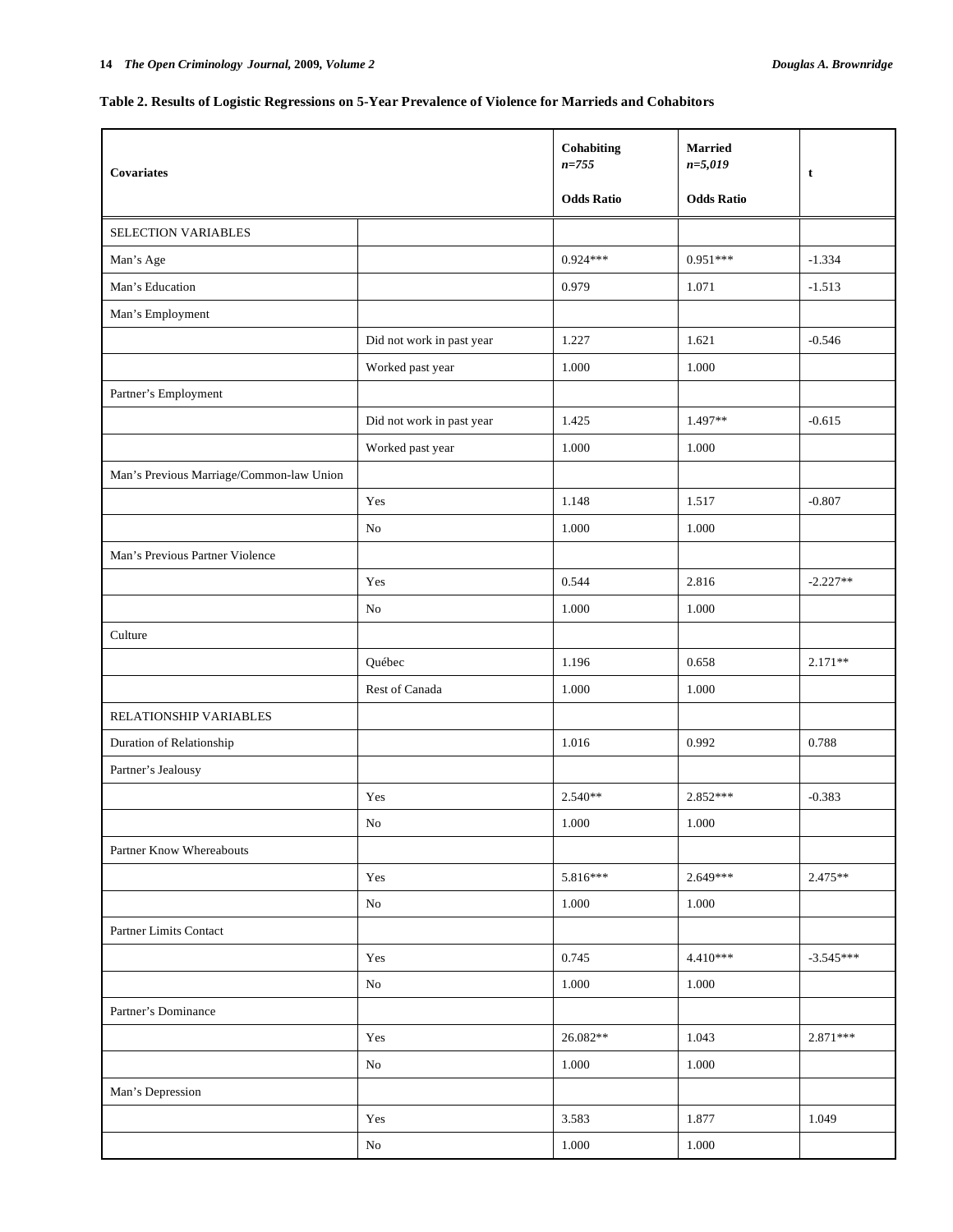**Table 2. Results of Logistic Regressions on 5-Year Prevalence of Violence for Marrieds and Cohabitors**

| Covariates | | Cohabiting $n$=755 Odds Ratio | Married $n$=5,019 Odds Ratio | t |
|---|---|---|---|---|
| SELECTION VARIABLES | | | | |
| Man's Age | | 0.924*** | 0.951*** | -1.334 |
| Man's Education | | 0.979 | 1.071 | -1.513 |
| Man's Employment | | | | |
| | Did not work in past year | 1.227 | 1.621 | -0.546 |
| | Worked past year | 1.000 | 1.000 | |
| Partner's Employment | | | | |
| | Did not work in past year | 1.425 | 1.497** | -0.615 |
| | Worked past year | 1.000 | 1.000 | |
| Man's Previous Marriage/Common-law Union | | | | |
| | Yes | 1.148 | 1.517 | -0.807 |
| | No | 1.000 | 1.000 | |
| Man's Previous Partner Violence | | | | |
| | Yes | 0.544 | 2.816 | -2.227** |
| | No | 1.000 | 1.000 | |
| Culture | | | | |
| | Québec | 1.196 | 0.658 | 2.171** |
| | Rest of Canada | 1.000 | 1.000 | |
| RELATIONSHIP VARIABLES | | | | |
| Duration of Relationship | | 1.016 | 0.992 | 0.788 |
| Partner's Jealousy | | | | |
| | Yes | 2.540** | 2.852*** | -0.383 |
| | No | 1.000 | 1.000 | |
| Partner Know Whereabouts | | | | |
| | Yes | 5.816*** | 2.649*** | 2.475** |
| | No | 1.000 | 1.000 | |
| Partner Limits Contact | | | | |
| | Yes | 0.745 | 4.410*** | -3.545*** |
| | No | 1.000 | 1.000 | |
| Partner's Dominance | | | | |
| | Yes | 26.082** | 1.043 | 2.871*** |
| | No | 1.000 | 1.000 | |
| Man's Depression | | | | |
| | Yes | 3.583 | 1.877 | 1.049 |
| | No | 1.000 | 1.000 | |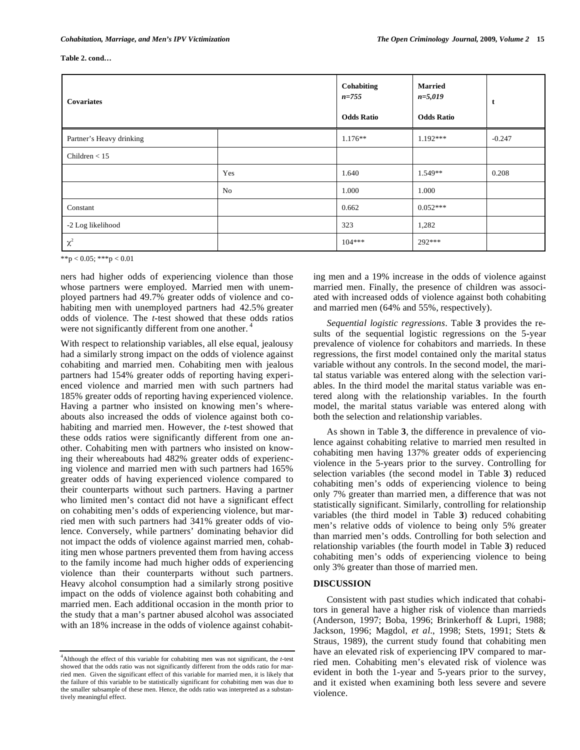**Table 2. contd…**

| Covariates | | Cohabiting $n$=755 Odds Ratio | Married $n$=5,019 Odds Ratio | t |
|---|---|---|---|---|
| Partner's Heavy drinking | | 1.176** | 1.192*** | -0.247 |
| Children < 15 | | | | |
| | Yes | 1.640 | 1.549** | 0.208 |
| | No | 1.000 | 1.000 | |
| Constant | | 0.662 | 0.052*** | |
| -2 Log likelihood | | 323 | 1,282 | |
| $\chi^2$ | | 104*** | 292*** | |

**$p < 0.05$; ***$p < 0.01$

ners had higher odds of experiencing violence than those whose partners were employed. Married men with unemployed partners had 49.7% greater odds of violence and cohabiting men with unemployed partners had 42.5% greater odds of violence. The *t*-test showed that these odds ratios were not significantly different from one another. [4]

With respect to relationship variables, all else equal, jealousy had a similarly strong impact on the odds of violence against cohabiting and married men. Cohabiting men with jealous partners had 154% greater odds of reporting having experienced violence and married men with such partners had 185% greater odds of reporting having experienced violence. Having a partner who insisted on knowing men's whereabouts also increased the odds of violence against both cohabiting and married men. However, the *t*-test showed that these odds ratios were significantly different from one another. Cohabiting men with partners who insisted on knowing their whereabouts had 482% greater odds of experiencing violence and married men with such partners had 165% greater odds of having experienced violence compared to their counterparts without such partners. Having a partner who limited men's contact did not have a significant effect on cohabiting men's odds of experiencing violence, but married men with such partners had 341% greater odds of violence. Conversely, while partners' dominating behavior did not impact the odds of violence against married men, cohabiting men whose partners prevented them from having access to the family income had much higher odds of experiencing violence than their counterparts without such partners. Heavy alcohol consumption had a similarly strong positive impact on the odds of violence against both cohabiting and married men. Each additional occasion in the month prior to the study that a man's partner abused alcohol was associated with an 18% increase in the odds of violence against cohabiting men and a 19% increase in the odds of violence against married men. Finally, the presence of children was associated with increased odds of violence against both cohabiting and married men (64% and 55%, respectively).

*Sequential logistic regressions*. Table **3** provides the results of the sequential logistic regressions on the 5-year prevalence of violence for cohabitors and marrieds. In these regressions, the first model contained only the marital status variable without any controls. In the second model, the marital status variable was entered along with the selection variables. In the third model the marital status variable was entered along with the relationship variables. In the fourth model, the marital status variable was entered along with both the selection and relationship variables.

As shown in Table **3**, the difference in prevalence of violence against cohabiting relative to married men resulted in cohabiting men having 137% greater odds of experiencing violence in the 5-years prior to the survey. Controlling for selection variables (the second model in Table **3**) reduced cohabiting men's odds of experiencing violence to being only 7% greater than married men, a difference that was not statistically significant. Similarly, controlling for relationship variables (the third model in Table **3**) reduced cohabiting men's relative odds of violence to being only 5% greater than married men's odds. Controlling for both selection and relationship variables (the fourth model in Table **3**) reduced cohabiting men's odds of experiencing violence to being only 3% greater than those of married men.

## DISCUSSION

Consistent with past studies which indicated that cohabitors in general have a higher risk of violence than marrieds (Anderson, 1997; Boba, 1996; Brinkerhoff & Lupri, 1988; Jackson, 1996; Magdol, *et al*., 1998; Stets, 1991; Stets & Straus, 1989), the current study found that cohabiting men have an elevated risk of experiencing IPV compared to married men. Cohabiting men's elevated risk of violence was evident in both the 1-year and 5-years prior to the survey, and it existed when examining both less severe and severe violence.

[4] Although the effect of this variable for cohabiting men was not significant, the *t*-test showed that the odds ratio was not significantly different from the odds ratio for married men. Given the significant effect of this variable for married men, it is likely that the failure of this variable to be statistically significant for cohabiting men was due to the smaller subsample of these men. Hence, the odds ratio was interpreted as a substantively meaningful effect.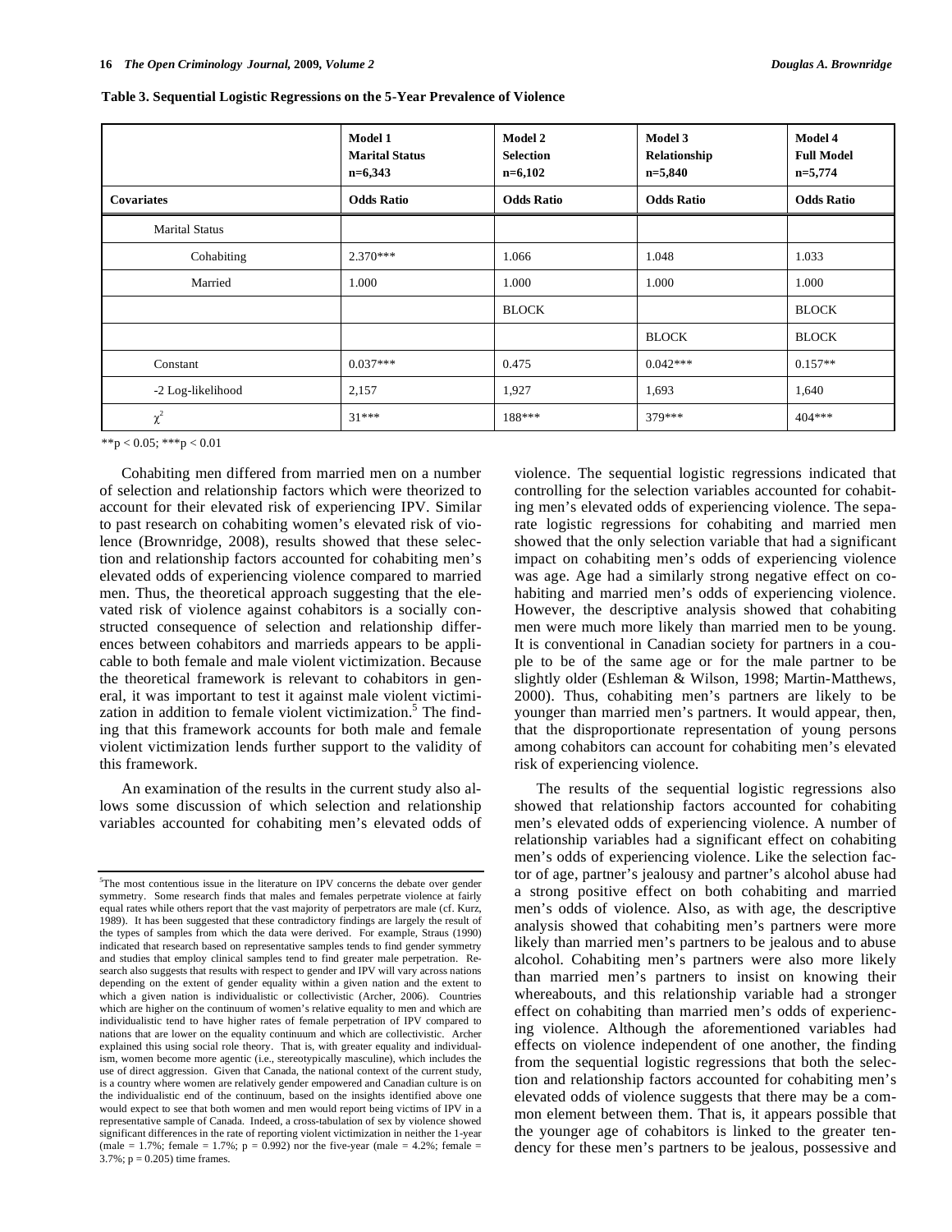**Table 3. Sequential Logistic Regressions on the 5-Year Prevalence of Violence**

| | Model 1 Marital Status n=6,343 | Model 2 Selection n=6,102 | Model 3 Relationship n=5,840 | Model 4 Full Model n=5,774 |
|---|---|---|---|---|
| **Covariates** | **Odds Ratio** | **Odds Ratio** | **Odds Ratio** | **Odds Ratio** |
| Marital Status | | | | |
| Cohabiting | 2.370*** | 1.066 | 1.048 | 1.033 |
| Married | 1.000 | 1.000 | 1.000 | 1.000 |
| | | BLOCK | | BLOCK |
| | | | BLOCK | BLOCK |
| Constant | 0.037*** | 0.475 | 0.042*** | 0.157** |
| -2 Log-likelihood | 2,157 | 1,927 | 1,693 | 1,640 |
| $\chi^2$ | 31*** | 188*** | 379*** | 404*** |

**$p < 0.05$; ***$p < 0.01$

Cohabiting men differed from married men on a number of selection and relationship factors which were theorized to account for their elevated risk of experiencing IPV. Similar to past research on cohabiting women's elevated risk of violence (Brownridge, 2008), results showed that these selection and relationship factors accounted for cohabiting men's elevated odds of experiencing violence compared to married men. Thus, the theoretical approach suggesting that the elevated risk of violence against cohabitors is a socially constructed consequence of selection and relationship differences between cohabitors and marrieds appears to be applicable to both female and male violent victimization. Because the theoretical framework is relevant to cohabitors in general, it was important to test it against male violent victimization in addition to female violent victimization.[5] The finding that this framework accounts for both male and female violent victimization lends further support to the validity of this framework.

An examination of the results in the current study also allows some discussion of which selection and relationship variables accounted for cohabiting men's elevated odds of violence. The sequential logistic regressions indicated that controlling for the selection variables accounted for cohabiting men's elevated odds of experiencing violence. The separate logistic regressions for cohabiting and married men showed that the only selection variable that had a significant impact on cohabiting men's odds of experiencing violence was age. Age had a similarly strong negative effect on cohabiting and married men's odds of experiencing violence. However, the descriptive analysis showed that cohabiting men were much more likely than married men to be young. It is conventional in Canadian society for partners in a couple to be of the same age or for the male partner to be slightly older (Eshleman & Wilson, 1998; Martin-Matthews, 2000). Thus, cohabiting men's partners are likely to be younger than married men's partners. It would appear, then, that the disproportionate representation of young persons among cohabitors can account for cohabiting men's elevated risk of experiencing violence.

The results of the sequential logistic regressions also showed that relationship factors accounted for cohabiting men's elevated odds of experiencing violence. A number of relationship variables had a significant effect on cohabiting men's odds of experiencing violence. Like the selection factor of age, partner's jealousy and partner's alcohol abuse had a strong positive effect on both cohabiting and married men's odds of violence. Also, as with age, the descriptive analysis showed that cohabiting men's partners were more likely than married men's partners to be jealous and to abuse alcohol. Cohabiting men's partners were also more likely than married men's partners to insist on knowing their whereabouts, and this relationship variable had a stronger effect on cohabiting than married men's odds of experiencing violence. Although the aforementioned variables had effects on violence independent of one another, the finding from the sequential logistic regressions that both the selection and relationship factors accounted for cohabiting men's elevated odds of violence suggests that there may be a common element between them. That is, it appears possible that the younger age of cohabitors is linked to the greater tendency for these men's partners to be jealous, possessive and

[5]The most contentious issue in the literature on IPV concerns the debate over gender symmetry. Some research finds that males and females perpetrate violence at fairly equal rates while others report that the vast majority of perpetrators are male (cf. Kurz, 1989). It has been suggested that these contradictory findings are largely the result of the types of samples from which the data were derived. For example, Straus (1990) indicated that research based on representative samples tends to find gender symmetry and studies that employ clinical samples tend to find greater male perpetration. Research also suggests that results with respect to gender and IPV will vary across nations depending on the extent of gender equality within a given nation and the extent to which a given nation is individualistic or collectivistic (Archer, 2006). Countries which are higher on the continuum of women's relative equality to men and which are individualistic tend to have higher rates of female perpetration of IPV compared to nations that are lower on the equality continuum and which are collectivistic. Archer explained this using social role theory. That is, with greater equality and individualism, women become more agentic (i.e., stereotypically masculine), which includes the use of direct aggression. Given that Canada, the national context of the current study, is a country where women are relatively gender empowered and Canadian culture is on the individualistic end of the continuum, based on the insights identified above one would expect to see that both women and men would report being victims of IPV in a representative sample of Canada. Indeed, a cross-tabulation of sex by violence showed significant differences in the rate of reporting violent victimization in neither the 1-year (male = 1.7%; female = 1.7%; $p = 0.992$) nor the five-year (male = 4.2%; female = 3.7%; $p = 0.205$) time frames.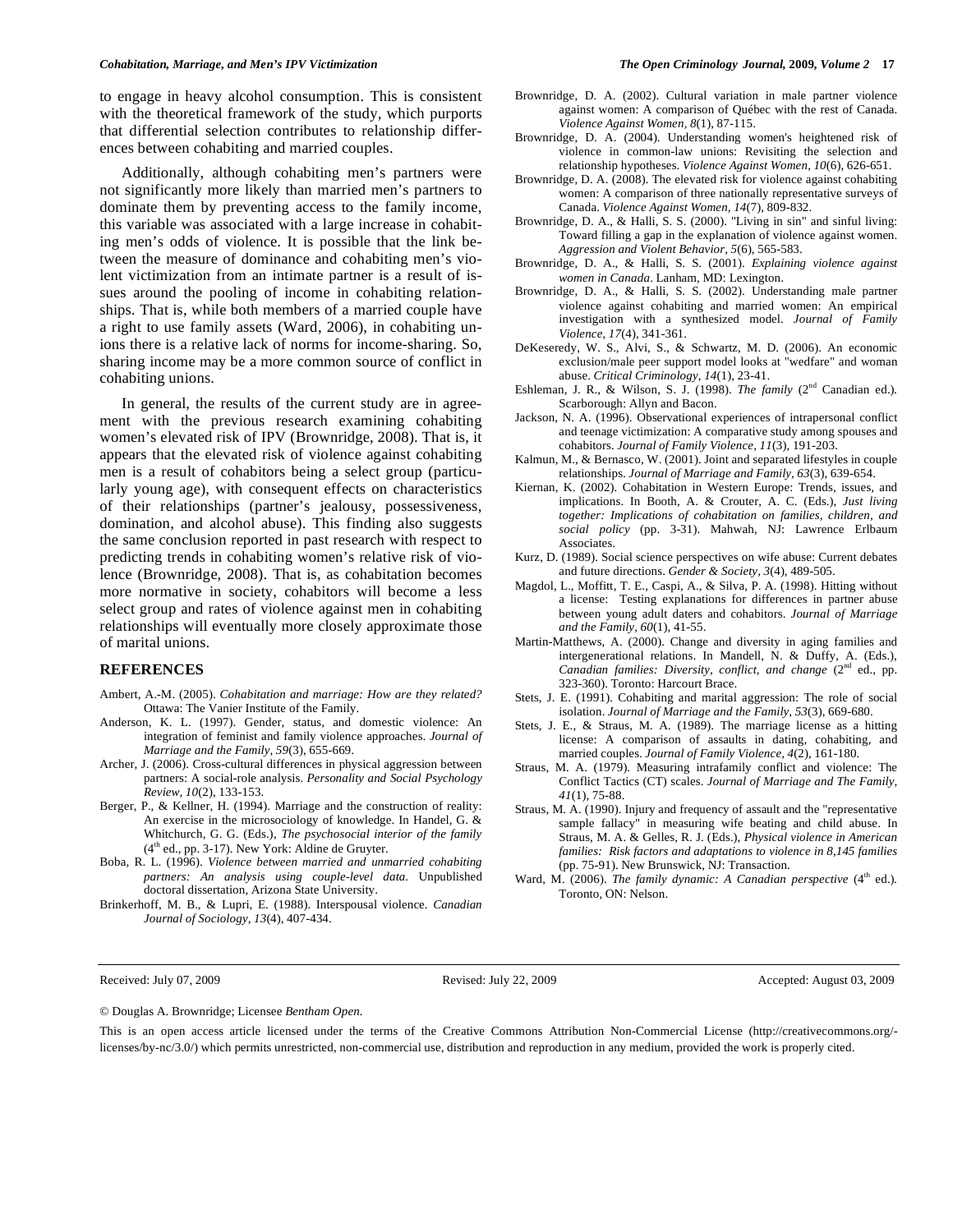to engage in heavy alcohol consumption. This is consistent with the theoretical framework of the study, which purports that differential selection contributes to relationship differences between cohabiting and married couples.

Additionally, although cohabiting men's partners were not significantly more likely than married men's partners to dominate them by preventing access to the family income, this variable was associated with a large increase in cohabiting men's odds of violence. It is possible that the link between the measure of dominance and cohabiting men's violent victimization from an intimate partner is a result of issues around the pooling of income in cohabiting relationships. That is, while both members of a married couple have a right to use family assets (Ward, 2006), in cohabiting unions there is a relative lack of norms for income-sharing. So, sharing income may be a more common source of conflict in cohabiting unions.

In general, the results of the current study are in agreement with the previous research examining cohabiting women's elevated risk of IPV (Brownridge, 2008). That is, it appears that the elevated risk of violence against cohabiting men is a result of cohabitors being a select group (particularly young age), with consequent effects on characteristics of their relationships (partner's jealousy, possessiveness, domination, and alcohol abuse). This finding also suggests the same conclusion reported in past research with respect to predicting trends in cohabiting women's relative risk of violence (Brownridge, 2008). That is, as cohabitation becomes more normative in society, cohabitors will become a less select group and rates of violence against men in cohabiting relationships will eventually more closely approximate those of marital unions.

## REFERENCES

Ambert, A.-M. (2005). *Cohabitation and marriage: How are they related?* Ottawa: The Vanier Institute of the Family.

Anderson, K. L. (1997). Gender, status, and domestic violence: An integration of feminist and family violence approaches. *Journal of Marriage and the Family, 59*(3), 655-669.

Archer, J. (2006). Cross-cultural differences in physical aggression between partners: A social-role analysis. *Personality and Social Psychology Review, 10*(2), 133-153.

Berger, P., & Kellner, H. (1994). Marriage and the construction of reality: An exercise in the microsociology of knowledge. In Handel, G. & Whitchurch, G. G. (Eds.), *The psychosocial interior of the family* (4th ed., pp. 3-17). New York: Aldine de Gruyter.

Boba, R. L. (1996). *Violence between married and unmarried cohabiting partners: An analysis using couple-level data.* Unpublished doctoral dissertation, Arizona State University.

Brinkerhoff, M. B., & Lupri, E. (1988). Interspousal violence. *Canadian Journal of Sociology, 13*(4), 407-434.

Brownridge, D. A. (2002). Cultural variation in male partner violence against women: A comparison of Québec with the rest of Canada. *Violence Against Women, 8*(1), 87-115.

Brownridge, D. A. (2004). Understanding women's heightened risk of violence in common-law unions: Revisiting the selection and relationship hypotheses. *Violence Against Women, 10*(6), 626-651.

Brownridge, D. A. (2008). The elevated risk for violence against cohabiting women: A comparison of three nationally representative surveys of Canada. *Violence Against Women, 14*(7), 809-832.

Brownridge, D. A., & Halli, S. S. (2000). "Living in sin" and sinful living: Toward filling a gap in the explanation of violence against women. *Aggression and Violent Behavior, 5*(6), 565-583.

Brownridge, D. A., & Halli, S. S. (2001). *Explaining violence against women in Canada*. Lanham, MD: Lexington.

Brownridge, D. A., & Halli, S. S. (2002). Understanding male partner violence against cohabiting and married women: An empirical investigation with a synthesized model. *Journal of Family Violence, 17*(4), 341-361.

DeKeseredy, W. S., Alvi, S., & Schwartz, M. D. (2006). An economic exclusion/male peer support model looks at "wedfare" and woman abuse. *Critical Criminology, 14*(1), 23-41.

Eshleman, J. R., & Wilson, S. J. (1998). *The family* (2nd Canadian ed.). Scarborough: Allyn and Bacon.

Jackson, N. A. (1996). Observational experiences of intrapersonal conflict and teenage victimization: A comparative study among spouses and cohabitors. *Journal of Family Violence, 11*(3), 191-203.

Kalmun, M., & Bernasco, W. (2001). Joint and separated lifestyles in couple relationships. *Journal of Marriage and Family, 63*(3), 639-654.

Kiernan, K. (2002). Cohabitation in Western Europe: Trends, issues, and implications. In Booth, A. & Crouter, A. C. (Eds.), *Just living together: Implications of cohabitation on families, children, and social policy* (pp. 3-31). Mahwah, NJ: Lawrence Erlbaum Associates.

Kurz, D. (1989). Social science perspectives on wife abuse: Current debates and future directions. *Gender & Society, 3*(4), 489-505.

Magdol, L., Moffitt, T. E., Caspi, A., & Silva, P. A. (1998). Hitting without a license: Testing explanations for differences in partner abuse between young adult daters and cohabitors. *Journal of Marriage and the Family, 60*(1), 41-55.

Martin-Matthews, A. (2000). Change and diversity in aging families and intergenerational relations. In Mandell, N. & Duffy, A. (Eds.), *Canadian families: Diversity, conflict, and change* (2nd ed., pp. 323-360). Toronto: Harcourt Brace.

Stets, J. E. (1991). Cohabiting and marital aggression: The role of social isolation. *Journal of Marriage and the Family, 53*(3), 669-680.

Stets, J. E., & Straus, M. A. (1989). The marriage license as a hitting license: A comparison of assaults in dating, cohabiting, and married couples. *Journal of Family Violence, 4*(2), 161-180.

Straus, M. A. (1979). Measuring intrafamily conflict and violence: The Conflict Tactics (CT) scales. *Journal of Marriage and The Family, 41*(1), 75-88.

Straus, M. A. (1990). Injury and frequency of assault and the "representative sample fallacy" in measuring wife beating and child abuse. In Straus, M. A. & Gelles, R. J. (Eds.), *Physical violence in American families: Risk factors and adaptations to violence in 8,145 families* (pp. 75-91). New Brunswick, NJ: Transaction.

Ward, M. (2006). *The family dynamic: A Canadian perspective* (4th ed.). Toronto, ON: Nelson.

Received: July 07, 2009 Revised: July 22, 2009 Accepted: August 03, 2009

© Douglas A. Brownridge; Licensee *Bentham Open*.

This is an open access article licensed under the terms of the Creative Commons Attribution Non-Commercial License (http://creativecommons.org/-licenses/by-nc/3.0/) which permits unrestricted, non-commercial use, distribution and reproduction in any medium, provided the work is properly cited.